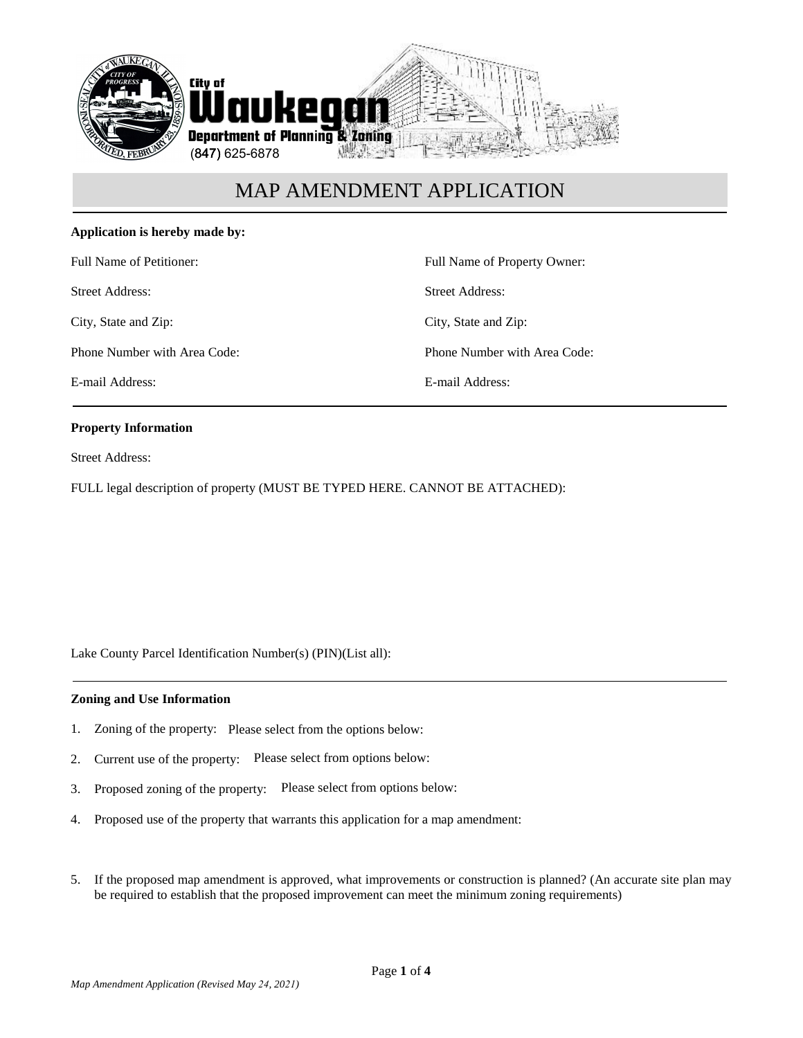City of Waukegan
Department of Planning & Zoning
(847) 625-6878

# MAP AMENDMENT APPLICATION

**Application is hereby made by:**

Full Name of Petitioner:

Street Address:

City, State and Zip:

Phone Number with Area Code:

E-mail Address:

Full Name of Property Owner:

Street Address:

City, State and Zip:

Phone Number with Area Code:

E-mail Address:

**Property Information**

Street Address:

FULL legal description of property (MUST BE TYPED HERE. CANNOT BE ATTACHED):

Lake County Parcel Identification Number(s) (PIN)(List all):

**Zoning and Use Information**

1. Zoning of the property: Please select from the options below:
2. Current use of the property: Please select from options below:
3. Proposed zoning of the property: Please select from options below:
4. Proposed use of the property that warrants this application for a map amendment:
5. If the proposed map amendment is approved, what improvements or construction is planned? (An accurate site plan may be required to establish that the proposed improvement can meet the minimum zoning requirements)

*Map Amendment Application (Revised May 24, 2021)*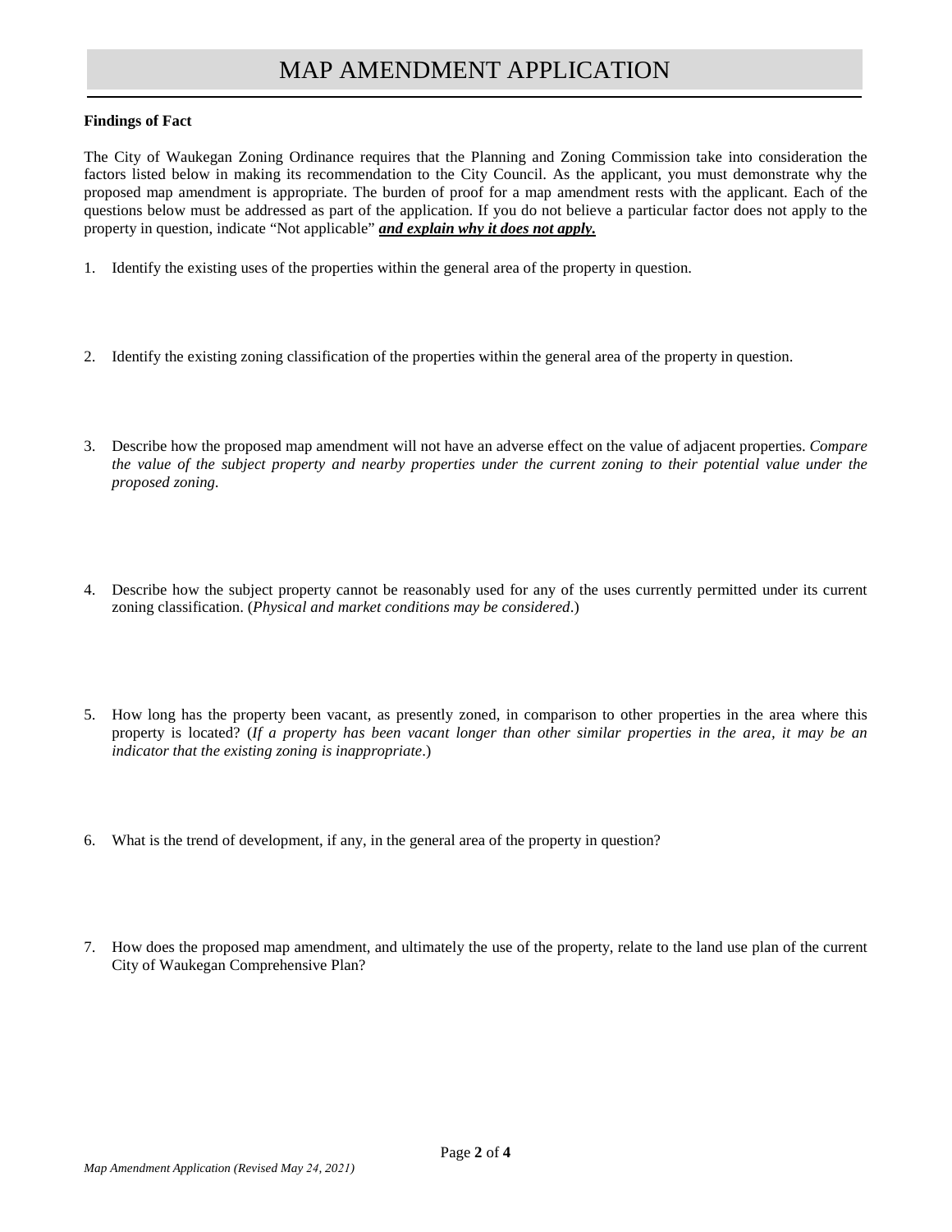# MAP AMENDMENT APPLICATION

**Findings of Fact**

The City of Waukegan Zoning Ordinance requires that the Planning and Zoning Commission take into consideration the factors listed below in making its recommendation to the City Council. As the applicant, you must demonstrate why the proposed map amendment is appropriate. The burden of proof for a map amendment rests with the applicant. Each of the questions below must be addressed as part of the application. If you do not believe a particular factor does not apply to the property in question, indicate "Not applicable" ***and explain why it does not apply.***

1. Identify the existing uses of the properties within the general area of the property in question.

2. Identify the existing zoning classification of the properties within the general area of the property in question.

3. Describe how the proposed map amendment will not have an adverse effect on the value of adjacent properties. *Compare the value of the subject property and nearby properties under the current zoning to their potential value under the proposed zoning.*

4. Describe how the subject property cannot be reasonably used for any of the uses currently permitted under its current zoning classification. (*Physical and market conditions may be considered*.)

5. How long has the property been vacant, as presently zoned, in comparison to other properties in the area where this property is located? (*If a property has been vacant longer than other similar properties in the area, it may be an indicator that the existing zoning is inappropriate*.)

6. What is the trend of development, if any, in the general area of the property in question?

7. How does the proposed map amendment, and ultimately the use of the property, relate to the land use plan of the current City of Waukegan Comprehensive Plan?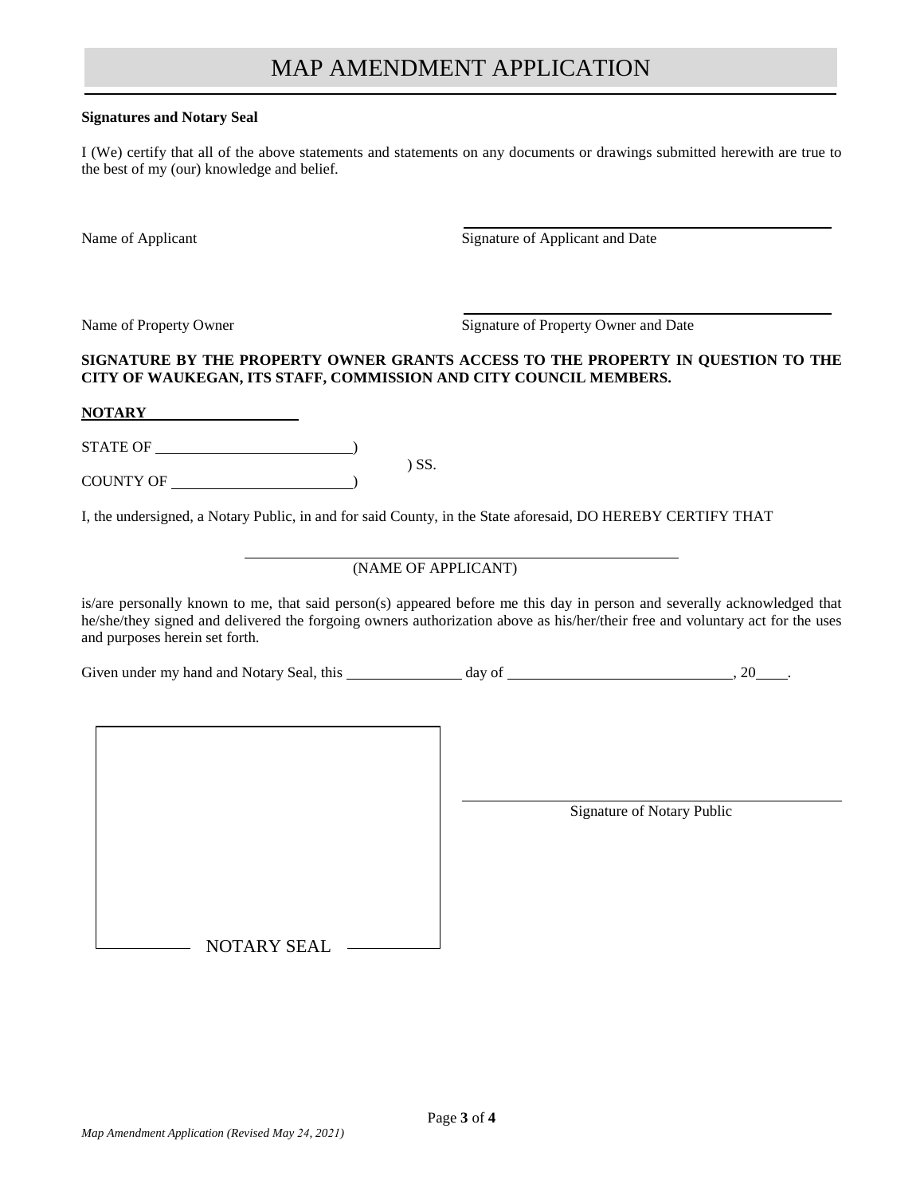# MAP AMENDMENT APPLICATION

**Signatures and Notary Seal**

I (We) certify that all of the above statements and statements on any documents or drawings submitted herewith are true to the best of my (our) knowledge and belief.

Name of Applicant ______________________________ Signature of Applicant and Date

Name of Property Owner ______________________________ Signature of Property Owner and Date

**SIGNATURE BY THE PROPERTY OWNER GRANTS ACCESS TO THE PROPERTY IN QUESTION TO THE CITY OF WAUKEGAN, ITS STAFF, COMMISSION AND CITY COUNCIL MEMBERS.**

**NOTARY**

STATE OF ____________________)
) SS.
COUNTY OF __________________)

I, the undersigned, a Notary Public, in and for said County, in the State aforesaid, DO HEREBY CERTIFY THAT

______________________________
(NAME OF APPLICANT)

is/are personally known to me, that said person(s) appeared before me this day in person and severally acknowledged that he/she/they signed and delivered the forgoing owners authorization above as his/her/their free and voluntary act for the uses and purposes herein set forth.

Given under my hand and Notary Seal, this ____________ day of ________________________, 20____.

NOTARY SEAL

______________________________
Signature of Notary Public

*Map Amendment Application (Revised May 24, 2021)*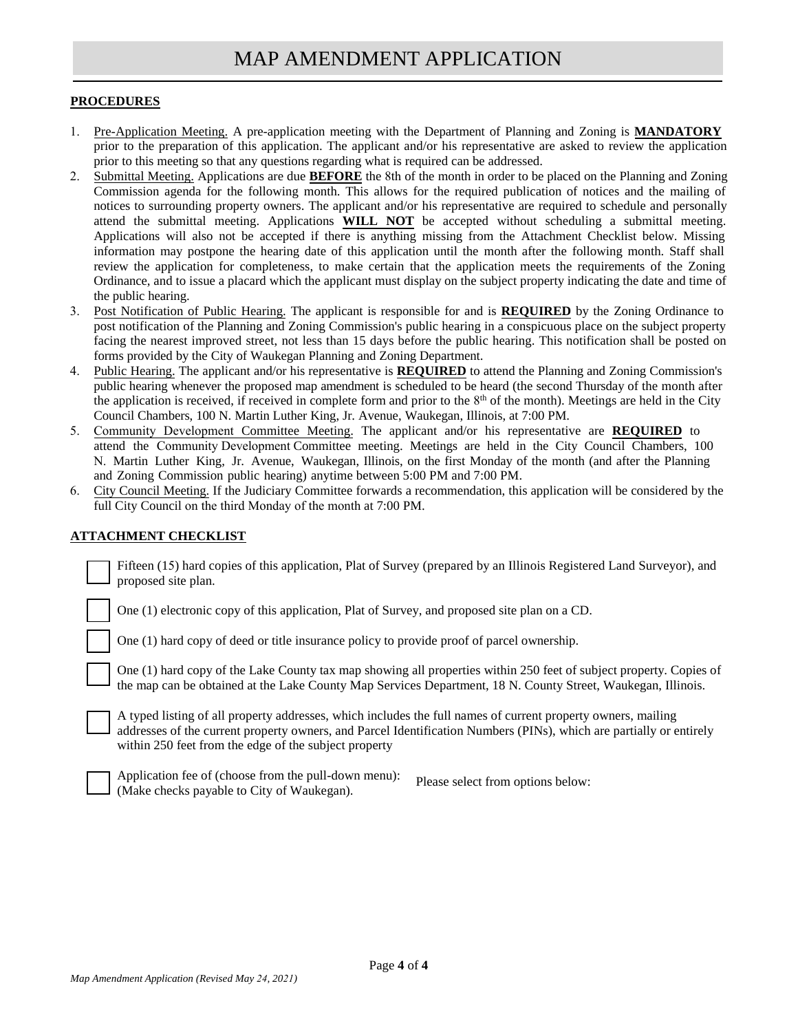# MAP AMENDMENT APPLICATION

**PROCEDURES**

1. Pre-Application Meeting. A pre-application meeting with the Department of Planning and Zoning is **MANDATORY** prior to the preparation of this application. The applicant and/or his representative are asked to review the application prior to this meeting so that any questions regarding what is required can be addressed.
2. Submittal Meeting. Applications are due **BEFORE** the 8th of the month in order to be placed on the Planning and Zoning Commission agenda for the following month. This allows for the required publication of notices and the mailing of notices to surrounding property owners. The applicant and/or his representative are required to schedule and personally attend the submittal meeting. Applications **WILL NOT** be accepted without scheduling a submittal meeting. Applications will also not be accepted if there is anything missing from the Attachment Checklist below. Missing information may postpone the hearing date of this application until the month after the following month. Staff shall review the application for completeness, to make certain that the application meets the requirements of the Zoning Ordinance, and to issue a placard which the applicant must display on the subject property indicating the date and time of the public hearing.
3. Post Notification of Public Hearing. The applicant is responsible for and is **REQUIRED** by the Zoning Ordinance to post notification of the Planning and Zoning Commission's public hearing in a conspicuous place on the subject property facing the nearest improved street, not less than 15 days before the public hearing. This notification shall be posted on forms provided by the City of Waukegan Planning and Zoning Department.
4. Public Hearing. The applicant and/or his representative is **REQUIRED** to attend the Planning and Zoning Commission's public hearing whenever the proposed map amendment is scheduled to be heard (the second Thursday of the month after the application is received, if received in complete form and prior to the 8th of the month). Meetings are held in the City Council Chambers, 100 N. Martin Luther King, Jr. Avenue, Waukegan, Illinois, at 7:00 PM.
5. Community Development Committee Meeting. The applicant and/or his representative are **REQUIRED** to attend the Community Development Committee meeting. Meetings are held in the City Council Chambers, 100 N. Martin Luther King, Jr. Avenue, Waukegan, Illinois, on the first Monday of the month (and after the Planning and Zoning Commission public hearing) anytime between 5:00 PM and 7:00 PM.
6. City Council Meeting. If the Judiciary Committee forwards a recommendation, this application will be considered by the full City Council on the third Monday of the month at 7:00 PM.

**ATTACHMENT CHECKLIST**

- ☐ Fifteen (15) hard copies of this application, Plat of Survey (prepared by an Illinois Registered Land Surveyor), and proposed site plan.
- ☐ One (1) electronic copy of this application, Plat of Survey, and proposed site plan on a CD.
- ☐ One (1) hard copy of deed or title insurance policy to provide proof of parcel ownership.
- ☐ One (1) hard copy of the Lake County tax map showing all properties within 250 feet of subject property. Copies of the map can be obtained at the Lake County Map Services Department, 18 N. County Street, Waukegan, Illinois.
- ☐ A typed listing of all property addresses, which includes the full names of current property owners, mailing addresses of the current property owners, and Parcel Identification Numbers (PINs), which are partially or entirely within 250 feet from the edge of the subject property
- ☐ Application fee of (choose from the pull-down menu): (Make checks payable to City of Waukegan). Please select from options below:

*Map Amendment Application (Revised May 24, 2021)*